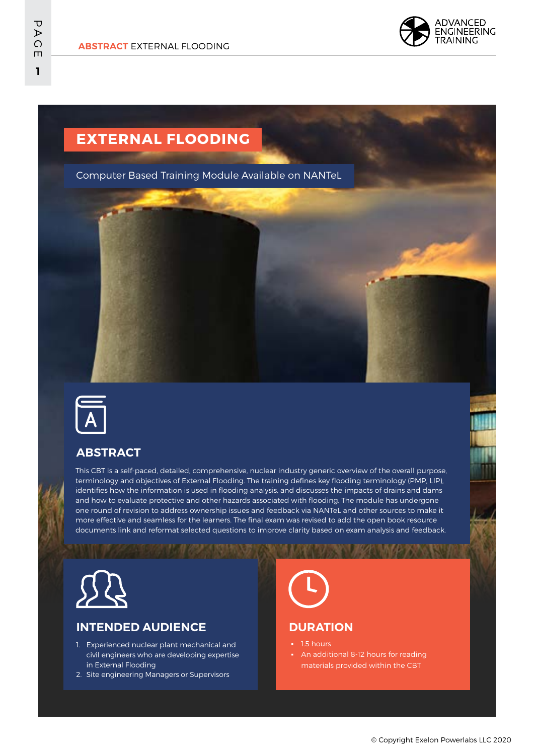# EXTERNAL FLOODING

Computer Based Training Module Available on NANTeL

## ABSTRACT

This CBT is a self-paced, detailed, comprehensive, nuclear industry generic overview of the overall purpose, terminology and objectives of External Flooding. The training defines key flooding terminology (PMP, LIP), identifies how the information is used in flooding analysis, and discusses the impacts of drains and dams and how to evaluate protective and other hazards associated with flooding. The module has undergone one round of revision to address ownership issues and feedback via NANTeL and other sources to make it more effective and seamless for the learners. The final exam was revised to add the open book resource documents link and reformat selected questions to improve clarity based on exam analysis and feedback.

## INTENDED AUDIENCE

1. Experienced nuclear plant mechanical and civil engineers who are developing expertise in External Flooding
2. Site engineering Managers or Supervisors

## DURATION

- 1.5 hours
- An additional 8-12 hours for reading materials provided within the CBT

© Copyright Exelon Powerlabs LLC 2020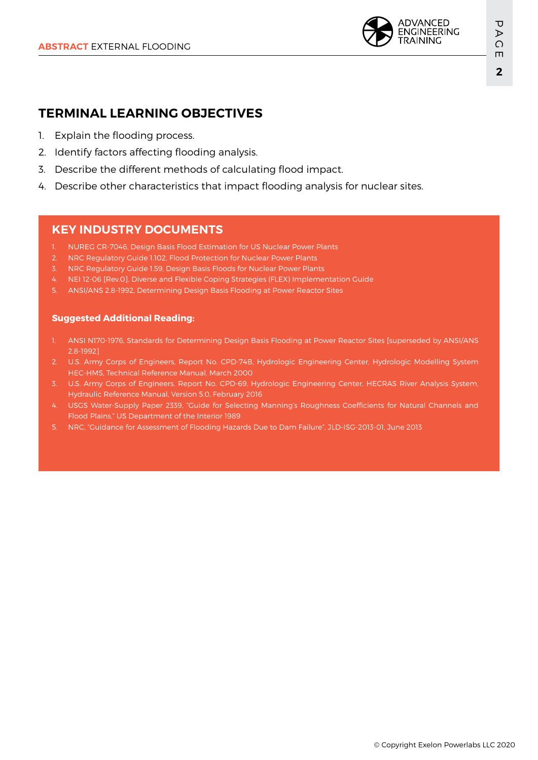## TERMINAL LEARNING OBJECTIVES

1. Explain the flooding process.
2. Identify factors affecting flooding analysis.
3. Describe the different methods of calculating flood impact.
4. Describe other characteristics that impact flooding analysis for nuclear sites.

## KEY INDUSTRY DOCUMENTS

1. NUREG CR-7046, Design Basis Flood Estimation for US Nuclear Power Plants
2. NRC Regulatory Guide 1.102, Flood Protection for Nuclear Power Plants
3. NRC Regulatory Guide 1.59, Design Basis Floods for Nuclear Power Plants
4. NEI 12-06 [Rev.0], Diverse and Flexible Coping Strategies (FLEX) Implementation Guide
5. ANSI/ANS 2.8-1992, Determining Design Basis Flooding at Power Reactor Sites

**Suggested Additional Reading:**

1. ANSI N170-1976, Standards for Determining Design Basis Flooding at Power Reactor Sites [superseded by ANSI/ANS 2.8-1992]
2. U.S. Army Corps of Engineers, Report No. CPD-74B, Hydrologic Engineering Center, Hydrologic Modelling System HEC-HMS, Technical Reference Manual, March 2000
3. U.S. Army Corps of Engineers, Report No. CPD-69, Hydrologic Engineering Center, HECRAS River Analysis System, Hydraulic Reference Manual, Version 5.0, February 2016
4. USGS Water-Supply Paper 2339, "Guide for Selecting Manning's Roughness Coefficients for Natural Channels and Flood Plains," US Department of the Interior 1989
5. NRC, "Guidance for Assessment of Flooding Hazards Due to Dam Failure", JLD-ISG-2013-01, June 2013